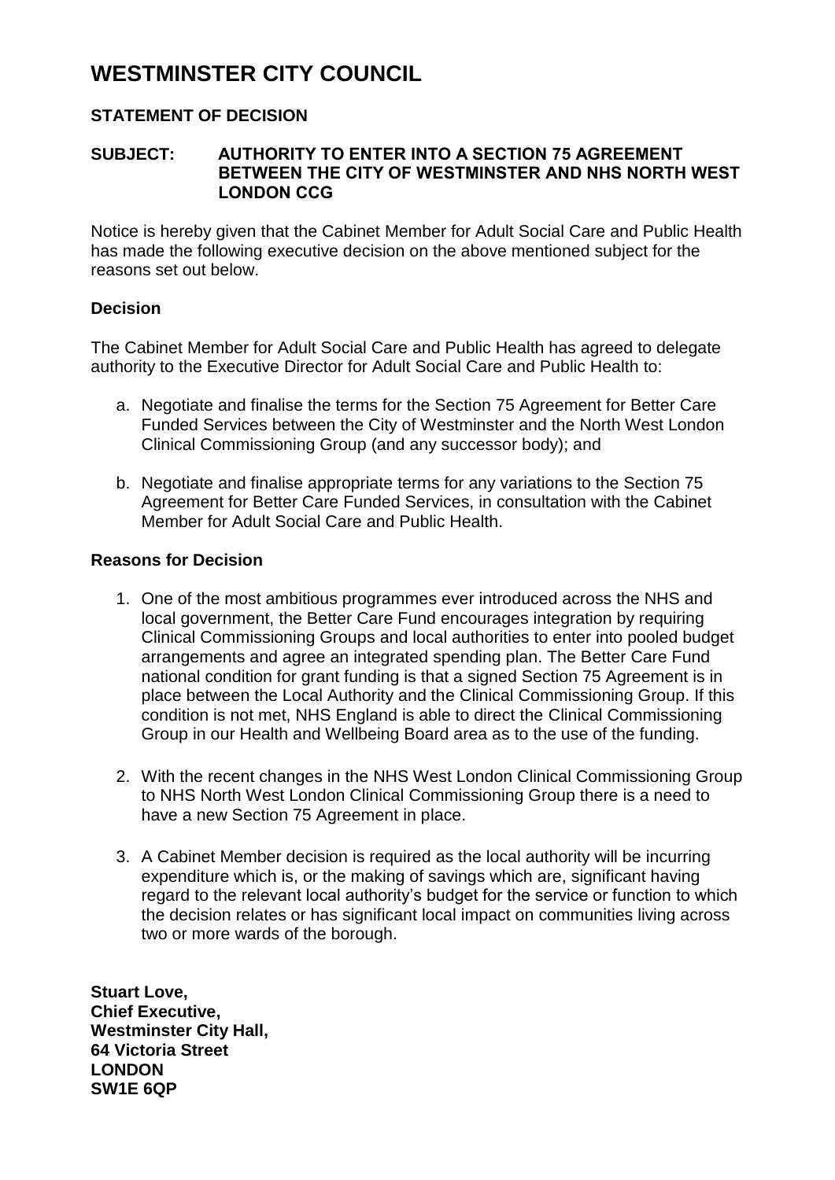# WESTMINSTER CITY COUNCIL

## STATEMENT OF DECISION

**SUBJECT: AUTHORITY TO ENTER INTO A SECTION 75 AGREEMENT BETWEEN THE CITY OF WESTMINSTER AND NHS NORTH WEST LONDON CCG**

Notice is hereby given that the Cabinet Member for Adult Social Care and Public Health has made the following executive decision on the above mentioned subject for the reasons set out below.

### Decision

The Cabinet Member for Adult Social Care and Public Health has agreed to delegate authority to the Executive Director for Adult Social Care and Public Health to:

a. Negotiate and finalise the terms for the Section 75 Agreement for Better Care Funded Services between the City of Westminster and the North West London Clinical Commissioning Group (and any successor body); and

b. Negotiate and finalise appropriate terms for any variations to the Section 75 Agreement for Better Care Funded Services, in consultation with the Cabinet Member for Adult Social Care and Public Health.

### Reasons for Decision

1. One of the most ambitious programmes ever introduced across the NHS and local government, the Better Care Fund encourages integration by requiring Clinical Commissioning Groups and local authorities to enter into pooled budget arrangements and agree an integrated spending plan. The Better Care Fund national condition for grant funding is that a signed Section 75 Agreement is in place between the Local Authority and the Clinical Commissioning Group. If this condition is not met, NHS England is able to direct the Clinical Commissioning Group in our Health and Wellbeing Board area as to the use of the funding.

2. With the recent changes in the NHS West London Clinical Commissioning Group to NHS North West London Clinical Commissioning Group there is a need to have a new Section 75 Agreement in place.

3. A Cabinet Member decision is required as the local authority will be incurring expenditure which is, or the making of savings which are, significant having regard to the relevant local authority's budget for the service or function to which the decision relates or has significant local impact on communities living across two or more wards of the borough.

**Stuart Love,**
**Chief Executive,**
**Westminster City Hall,**
**64 Victoria Street**
**LONDON**
**SW1E 6QP**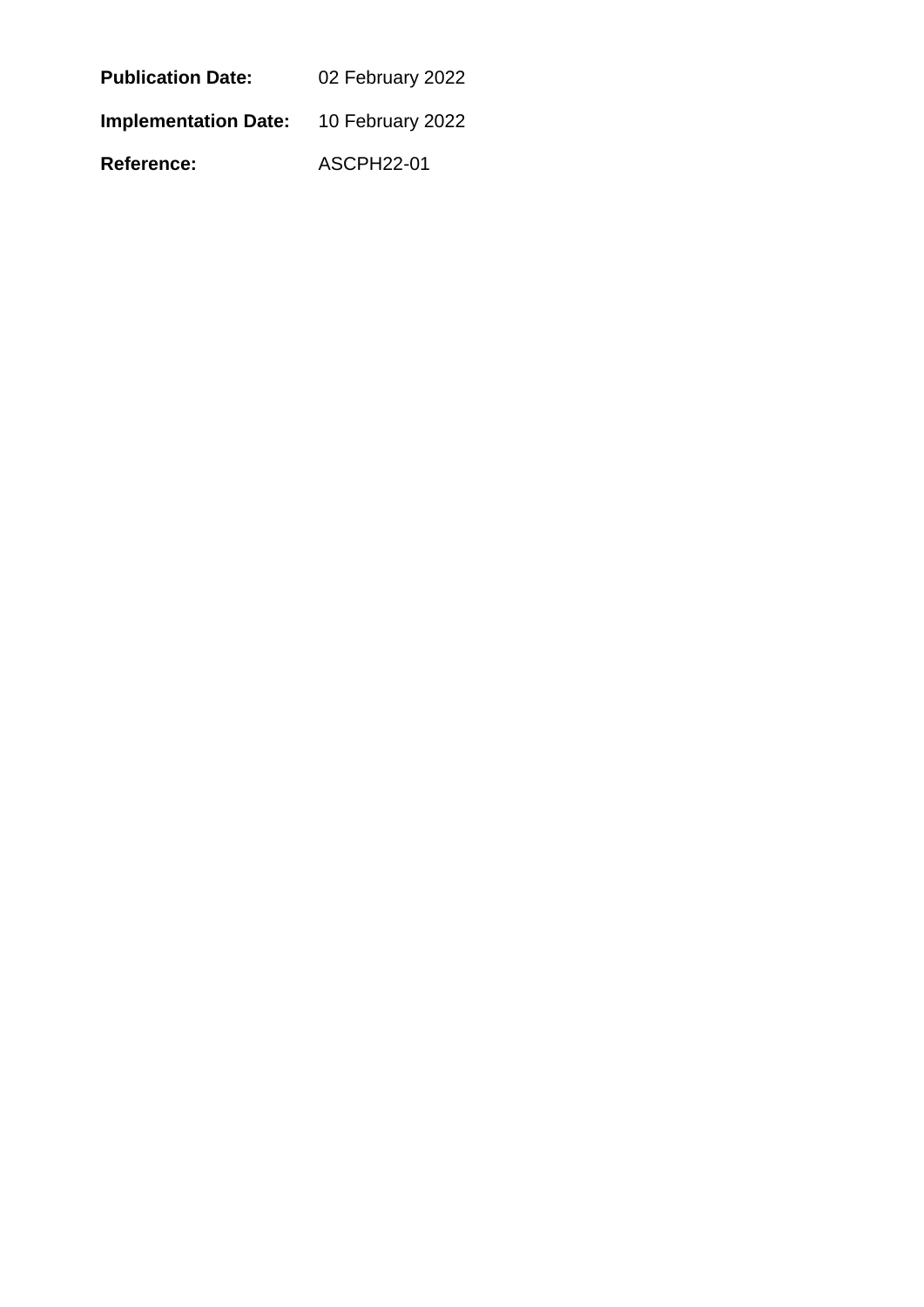**Publication Date:** 02 February 2022

**Implementation Date:** 10 February 2022

**Reference:** ASCPH22-01